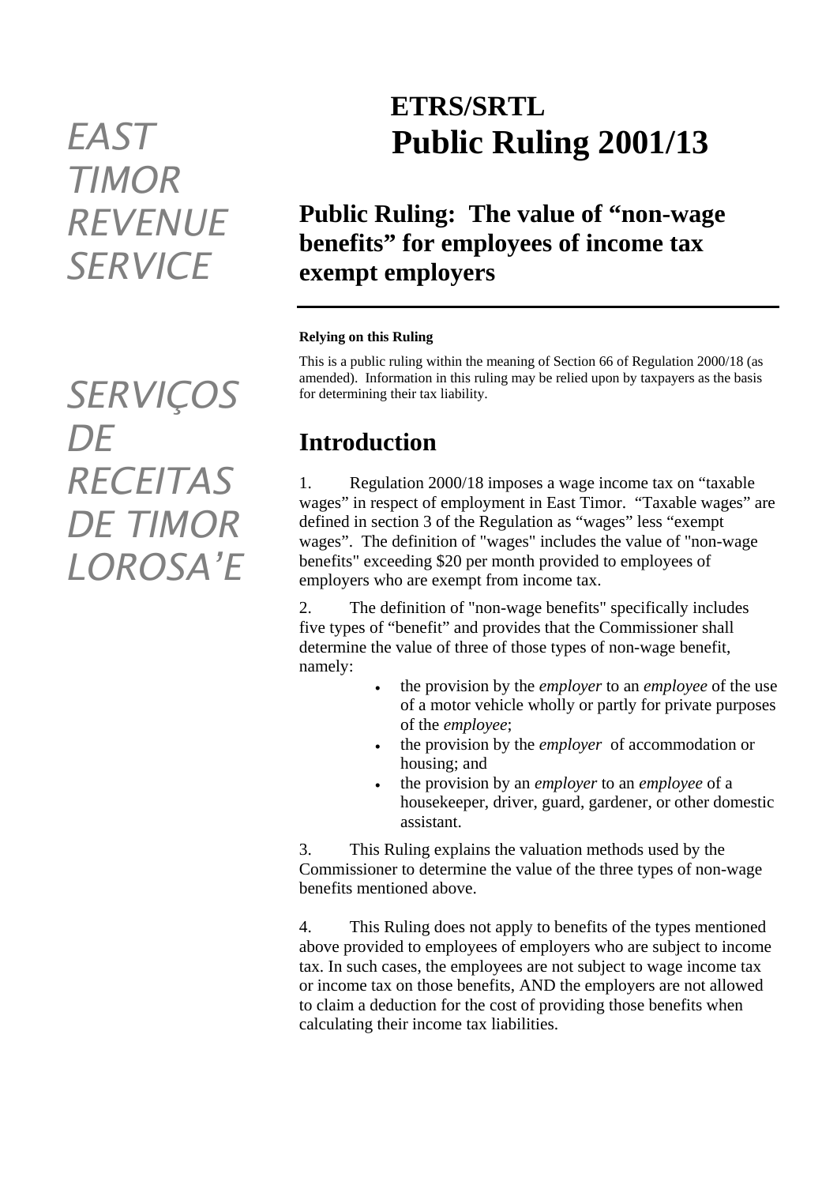EAST TIMOR REVENUE SERVICE

SERVIÇOS DE RECEITAS DE TIMOR LOROSA'E

# ETRS/SRTL Public Ruling 2001/13

## Public Ruling: The value of "non-wage benefits" for employees of income tax exempt employers

**Relying on this Ruling**

This is a public ruling within the meaning of Section 66 of Regulation 2000/18 (as amended). Information in this ruling may be relied upon by taxpayers as the basis for determining their tax liability.

## Introduction

1. Regulation 2000/18 imposes a wage income tax on "taxable wages" in respect of employment in East Timor. "Taxable wages" are defined in section 3 of the Regulation as "wages" less "exempt wages". The definition of "wages" includes the value of "non-wage benefits" exceeding $20 per month provided to employees of employers who are exempt from income tax.

2. The definition of "non-wage benefits" specifically includes five types of "benefit" and provides that the Commissioner shall determine the value of three of those types of non-wage benefit, namely:

- the provision by the *employer* to an *employee* of the use of a motor vehicle wholly or partly for private purposes of the *employee*;
- the provision by the *employer* of accommodation or housing; and
- the provision by an *employer* to an *employee* of a housekeeper, driver, guard, gardener, or other domestic assistant.

3. This Ruling explains the valuation methods used by the Commissioner to determine the value of the three types of non-wage benefits mentioned above.

4. This Ruling does not apply to benefits of the types mentioned above provided to employees of employers who are subject to income tax. In such cases, the employees are not subject to wage income tax or income tax on those benefits, AND the employers are not allowed to claim a deduction for the cost of providing those benefits when calculating their income tax liabilities.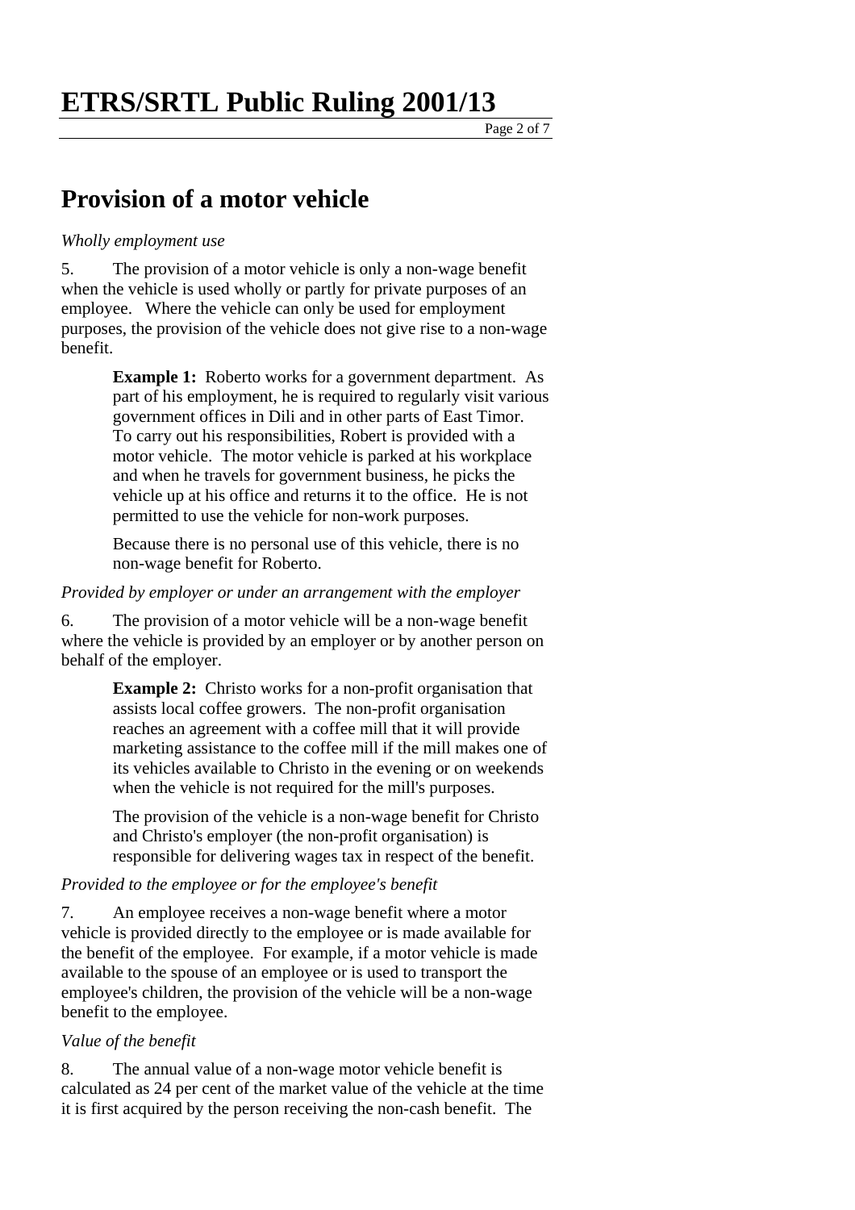# Provision of a motor vehicle

*Wholly employment use*

5. The provision of a motor vehicle is only a non-wage benefit when the vehicle is used wholly or partly for private purposes of an employee. Where the vehicle can only be used for employment purposes, the provision of the vehicle does not give rise to a non-wage benefit.

> **Example 1:** Roberto works for a government department. As part of his employment, he is required to regularly visit various government offices in Dili and in other parts of East Timor. To carry out his responsibilities, Robert is provided with a motor vehicle. The motor vehicle is parked at his workplace and when he travels for government business, he picks the vehicle up at his office and returns it to the office. He is not permitted to use the vehicle for non-work purposes.
>
> Because there is no personal use of this vehicle, there is no non-wage benefit for Roberto.

*Provided by employer or under an arrangement with the employer*

6. The provision of a motor vehicle will be a non-wage benefit where the vehicle is provided by an employer or by another person on behalf of the employer.

> **Example 2:** Christo works for a non-profit organisation that assists local coffee growers. The non-profit organisation reaches an agreement with a coffee mill that it will provide marketing assistance to the coffee mill if the mill makes one of its vehicles available to Christo in the evening or on weekends when the vehicle is not required for the mill's purposes.
>
> The provision of the vehicle is a non-wage benefit for Christo and Christo's employer (the non-profit organisation) is responsible for delivering wages tax in respect of the benefit.

*Provided to the employee or for the employee's benefit*

7. An employee receives a non-wage benefit where a motor vehicle is provided directly to the employee or is made available for the benefit of the employee. For example, if a motor vehicle is made available to the spouse of an employee or is used to transport the employee's children, the provision of the vehicle will be a non-wage benefit to the employee.

*Value of the benefit*

8. The annual value of a non-wage motor vehicle benefit is calculated as 24 per cent of the market value of the vehicle at the time it is first acquired by the person receiving the non-cash benefit. The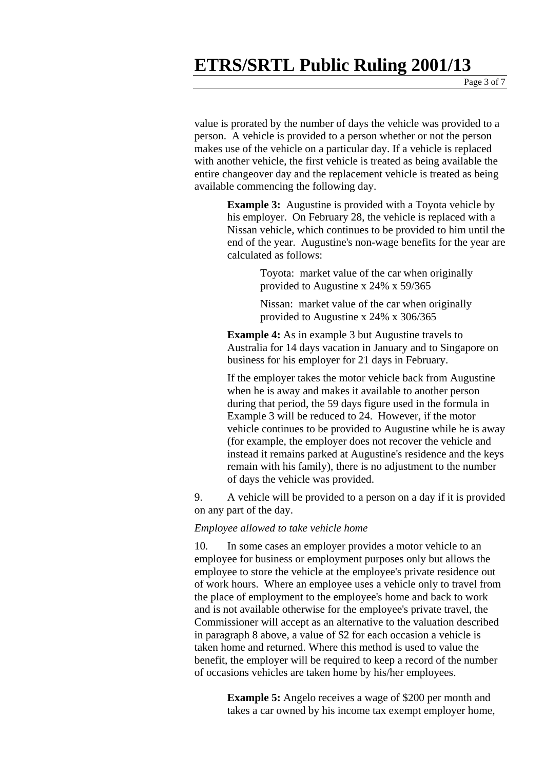value is prorated by the number of days the vehicle was provided to a person. A vehicle is provided to a person whether or not the person makes use of the vehicle on a particular day. If a vehicle is replaced with another vehicle, the first vehicle is treated as being available the entire changeover day and the replacement vehicle is treated as being available commencing the following day.

> **Example 3:** Augustine is provided with a Toyota vehicle by his employer. On February 28, the vehicle is replaced with a Nissan vehicle, which continues to be provided to him until the end of the year. Augustine's non-wage benefits for the year are calculated as follows:
>
> > Toyota: market value of the car when originally provided to Augustine x 24% x 59/365
> >
> > Nissan: market value of the car when originally provided to Augustine x 24% x 306/365
>
> **Example 4:** As in example 3 but Augustine travels to Australia for 14 days vacation in January and to Singapore on business for his employer for 21 days in February.
>
> If the employer takes the motor vehicle back from Augustine when he is away and makes it available to another person during that period, the 59 days figure used in the formula in Example 3 will be reduced to 24. However, if the motor vehicle continues to be provided to Augustine while he is away (for example, the employer does not recover the vehicle and instead it remains parked at Augustine's residence and the keys remain with his family), there is no adjustment to the number of days the vehicle was provided.

9. A vehicle will be provided to a person on a day if it is provided on any part of the day.

*Employee allowed to take vehicle home*

10. In some cases an employer provides a motor vehicle to an employee for business or employment purposes only but allows the employee to store the vehicle at the employee's private residence out of work hours. Where an employee uses a vehicle only to travel from the place of employment to the employee's home and back to work and is not available otherwise for the employee's private travel, the Commissioner will accept as an alternative to the valuation described in paragraph 8 above, a value of $2 for each occasion a vehicle is taken home and returned. Where this method is used to value the benefit, the employer will be required to keep a record of the number of occasions vehicles are taken home by his/her employees.

> **Example 5:** Angelo receives a wage of $200 per month and takes a car owned by his income tax exempt employer home,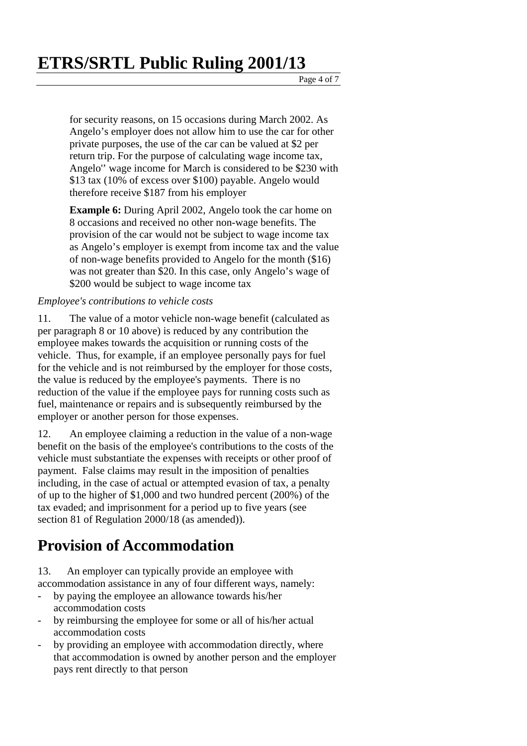for security reasons, on 15 occasions during March 2002. As Angelo's employer does not allow him to use the car for other private purposes, the use of the car can be valued at $2 per return trip. For the purpose of calculating wage income tax, Angelo'' wage income for March is considered to be $230 with $13 tax (10% of excess over $100) payable. Angelo would therefore receive $187 from his employer

**Example 6:** During April 2002, Angelo took the car home on 8 occasions and received no other non-wage benefits. The provision of the car would not be subject to wage income tax as Angelo's employer is exempt from income tax and the value of non-wage benefits provided to Angelo for the month ($16) was not greater than $20. In this case, only Angelo's wage of $200 would be subject to wage income tax

*Employee's contributions to vehicle costs*

11. The value of a motor vehicle non-wage benefit (calculated as per paragraph 8 or 10 above) is reduced by any contribution the employee makes towards the acquisition or running costs of the vehicle. Thus, for example, if an employee personally pays for fuel for the vehicle and is not reimbursed by the employer for those costs, the value is reduced by the employee's payments. There is no reduction of the value if the employee pays for running costs such as fuel, maintenance or repairs and is subsequently reimbursed by the employer or another person for those expenses.

12. An employee claiming a reduction in the value of a non-wage benefit on the basis of the employee's contributions to the costs of the vehicle must substantiate the expenses with receipts or other proof of payment. False claims may result in the imposition of penalties including, in the case of actual or attempted evasion of tax, a penalty of up to the higher of $1,000 and two hundred percent (200%) of the tax evaded; and imprisonment for a period up to five years (see section 81 of Regulation 2000/18 (as amended)).

# Provision of Accommodation

13. An employer can typically provide an employee with accommodation assistance in any of four different ways, namely:

- by paying the employee an allowance towards his/her accommodation costs
- by reimbursing the employee for some or all of his/her actual accommodation costs
- by providing an employee with accommodation directly, where that accommodation is owned by another person and the employer pays rent directly to that person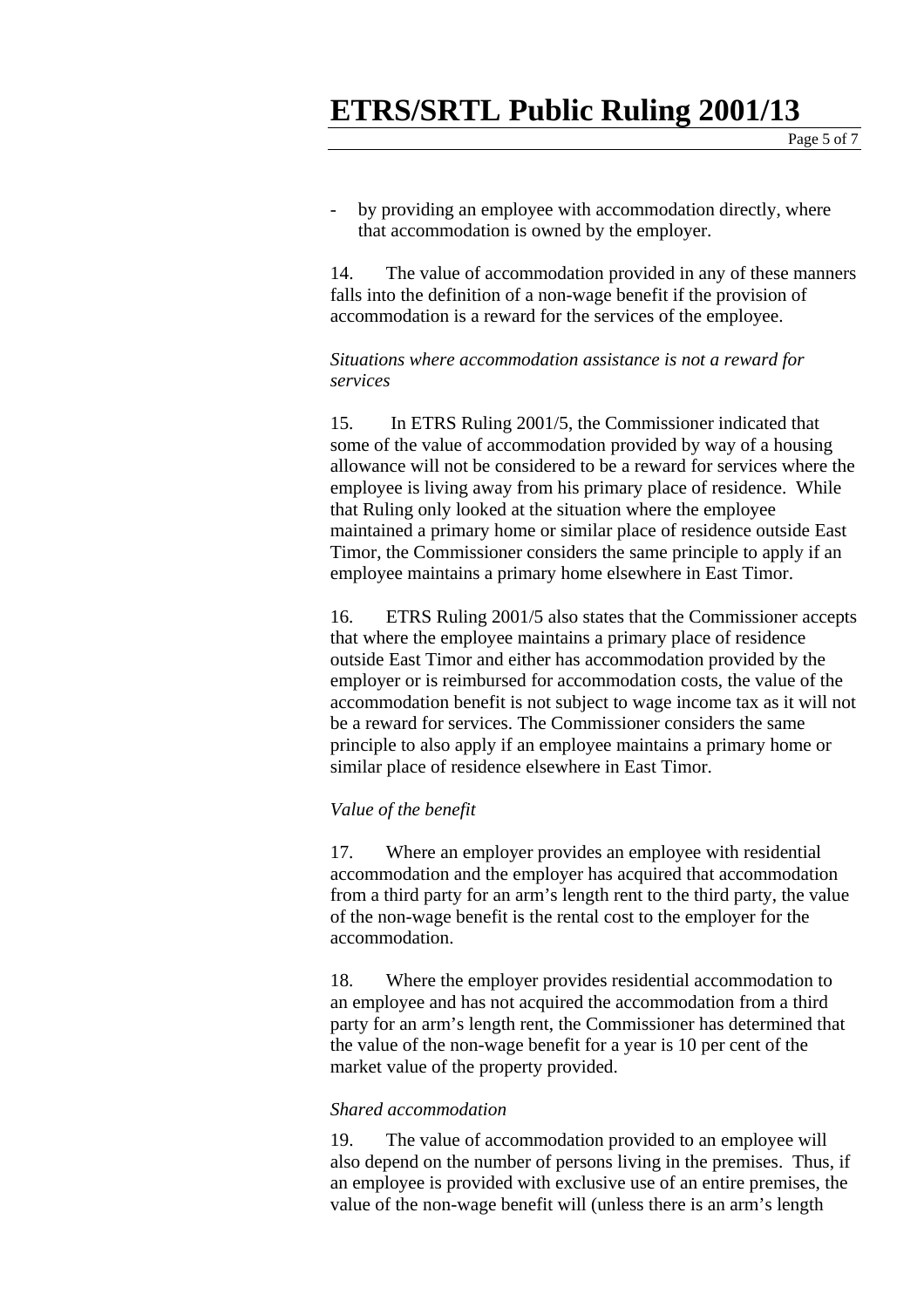- by providing an employee with accommodation directly, where that accommodation is owned by the employer.

14. The value of accommodation provided in any of these manners falls into the definition of a non-wage benefit if the provision of accommodation is a reward for the services of the employee.

*Situations where accommodation assistance is not a reward for services*

15. In ETRS Ruling 2001/5, the Commissioner indicated that some of the value of accommodation provided by way of a housing allowance will not be considered to be a reward for services where the employee is living away from his primary place of residence. While that Ruling only looked at the situation where the employee maintained a primary home or similar place of residence outside East Timor, the Commissioner considers the same principle to apply if an employee maintains a primary home elsewhere in East Timor.

16. ETRS Ruling 2001/5 also states that the Commissioner accepts that where the employee maintains a primary place of residence outside East Timor and either has accommodation provided by the employer or is reimbursed for accommodation costs, the value of the accommodation benefit is not subject to wage income tax as it will not be a reward for services. The Commissioner considers the same principle to also apply if an employee maintains a primary home or similar place of residence elsewhere in East Timor.

*Value of the benefit*

17. Where an employer provides an employee with residential accommodation and the employer has acquired that accommodation from a third party for an arm's length rent to the third party, the value of the non-wage benefit is the rental cost to the employer for the accommodation.

18. Where the employer provides residential accommodation to an employee and has not acquired the accommodation from a third party for an arm's length rent, the Commissioner has determined that the value of the non-wage benefit for a year is 10 per cent of the market value of the property provided.

*Shared accommodation*

19. The value of accommodation provided to an employee will also depend on the number of persons living in the premises. Thus, if an employee is provided with exclusive use of an entire premises, the value of the non-wage benefit will (unless there is an arm's length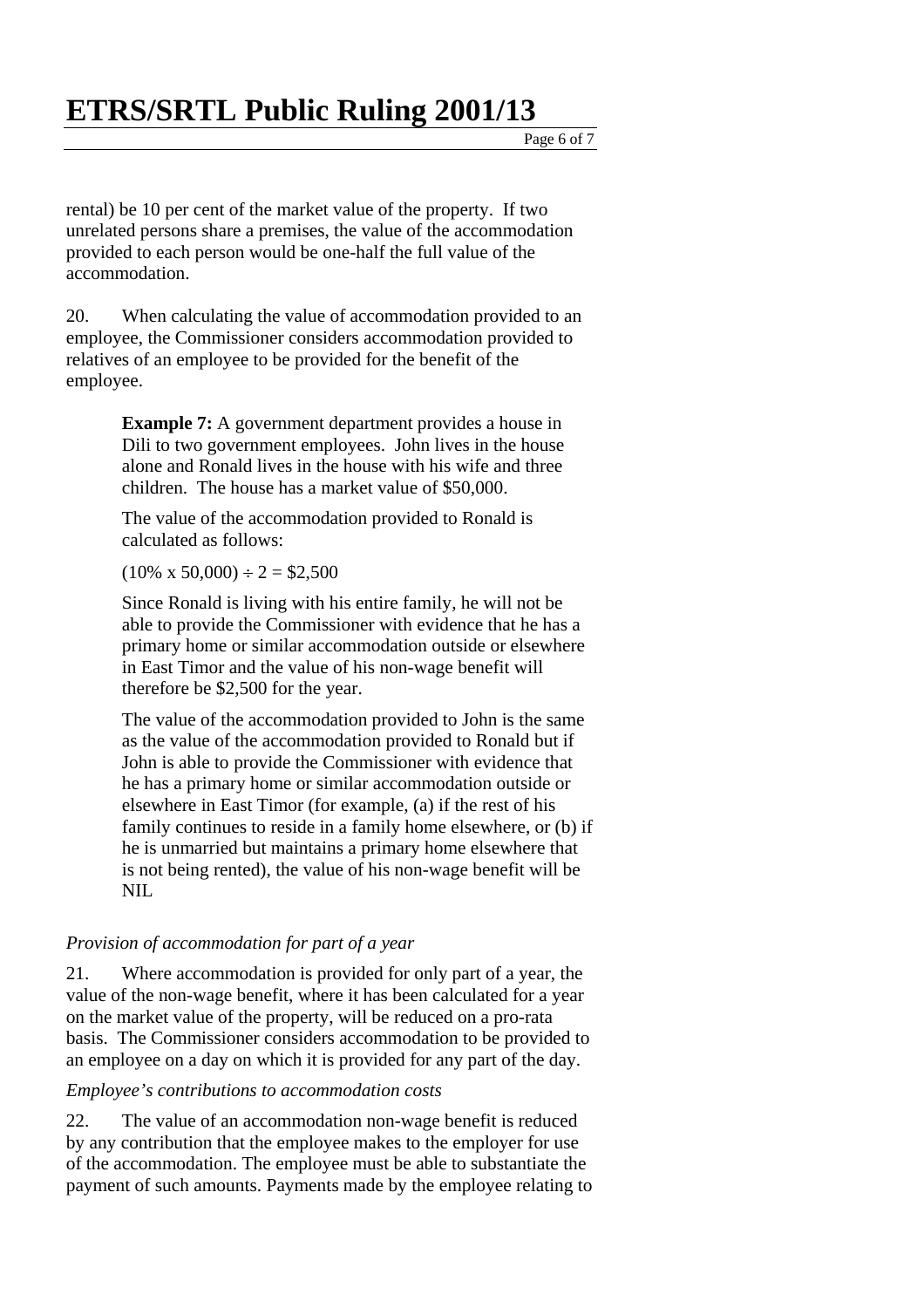rental) be 10 per cent of the market value of the property. If two unrelated persons share a premises, the value of the accommodation provided to each person would be one-half the full value of the accommodation.

20. When calculating the value of accommodation provided to an employee, the Commissioner considers accommodation provided to relatives of an employee to be provided for the benefit of the employee.

> **Example 7:** A government department provides a house in Dili to two government employees. John lives in the house alone and Ronald lives in the house with his wife and three children. The house has a market value of $50,000.
>
> The value of the accommodation provided to Ronald is calculated as follows:
>
> (10% x 50,000) ÷ 2 = $2,500
>
> Since Ronald is living with his entire family, he will not be able to provide the Commissioner with evidence that he has a primary home or similar accommodation outside or elsewhere in East Timor and the value of his non-wage benefit will therefore be $2,500 for the year.
>
> The value of the accommodation provided to John is the same as the value of the accommodation provided to Ronald but if John is able to provide the Commissioner with evidence that he has a primary home or similar accommodation outside or elsewhere in East Timor (for example, (a) if the rest of his family continues to reside in a family home elsewhere, or (b) if he is unmarried but maintains a primary home elsewhere that is not being rented), the value of his non-wage benefit will be NIL

*Provision of accommodation for part of a year*

21. Where accommodation is provided for only part of a year, the value of the non-wage benefit, where it has been calculated for a year on the market value of the property, will be reduced on a pro-rata basis. The Commissioner considers accommodation to be provided to an employee on a day on which it is provided for any part of the day.

*Employee's contributions to accommodation costs*

22. The value of an accommodation non-wage benefit is reduced by any contribution that the employee makes to the employer for use of the accommodation. The employee must be able to substantiate the payment of such amounts. Payments made by the employee relating to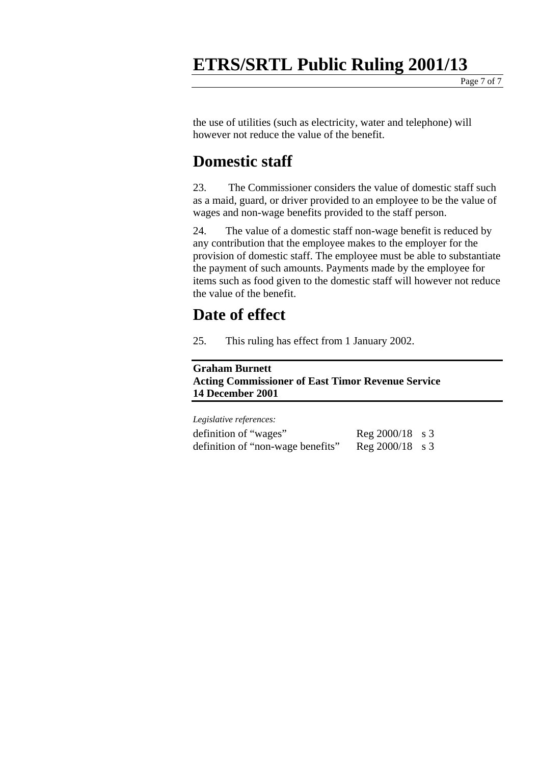the use of utilities (such as electricity, water and telephone) will however not reduce the value of the benefit.

## Domestic staff

23. The Commissioner considers the value of domestic staff such as a maid, guard, or driver provided to an employee to be the value of wages and non-wage benefits provided to the staff person.

24. The value of a domestic staff non-wage benefit is reduced by any contribution that the employee makes to the employer for the provision of domestic staff. The employee must be able to substantiate the payment of such amounts. Payments made by the employee for items such as food given to the domestic staff will however not reduce the value of the benefit.

## Date of effect

25. This ruling has effect from 1 January 2002.

**Graham Burnett**
**Acting Commissioner of East Timor Revenue Service**
**14 December 2001**

*Legislative references:*

| | |
|---|---|
| definition of "wages" | Reg 2000/18 s 3 |
| definition of "non-wage benefits" | Reg 2000/18 s 3 |